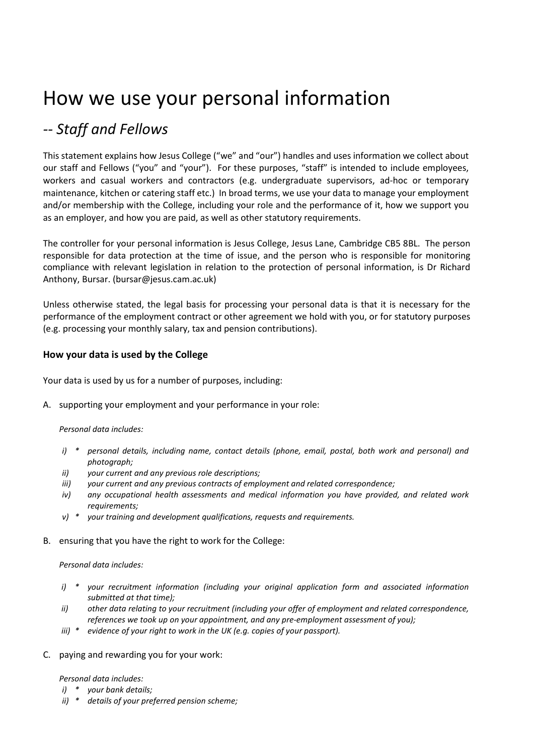# How we use your personal information

## -- *Staff and Fellows*

This statement explains how Jesus College ("we" and "our") handles and uses information we collect about our staff and Fellows ("you" and "your"). For these purposes, "staff" is intended to include employees, workers and casual workers and contractors (e.g. undergraduate supervisors, ad-hoc or temporary maintenance, kitchen or catering staff etc.) In broad terms, we use your data to manage your employment and/or membership with the College, including your role and the performance of it, how we support you as an employer, and how you are paid, as well as other statutory requirements.

The controller for your personal information is Jesus College, Jesus Lane, Cambridge CB5 8BL. The person responsible for data protection at the time of issue, and the person who is responsible for monitoring compliance with relevant legislation in relation to the protection of personal information, is Dr Richard Anthony, Bursar. (bursar@jesus.cam.ac.uk)

Unless otherwise stated, the legal basis for processing your personal data is that it is necessary for the performance of the employment contract or other agreement we hold with you, or for statutory purposes (e.g. processing your monthly salary, tax and pension contributions).

### How your data is used by the College

Your data is used by us for a number of purposes, including:

A. supporting your employment and your performance in your role:

*Personal data includes:*

- *i) \* personal details, including name, contact details (phone, email, postal, both work and personal) and photograph;*
- *ii) your current and any previous role descriptions;*
- *iii) your current and any previous contracts of employment and related correspondence;*
- *iv) any occupational health assessments and medical information you have provided, and related work requirements;*
- *v) \* your training and development qualifications, requests and requirements.*

B. ensuring that you have the right to work for the College:

*Personal data includes:*

- *i) \* your recruitment information (including your original application form and associated information submitted at that time);*
- *ii) other data relating to your recruitment (including your offer of employment and related correspondence, references we took up on your appointment, and any pre-employment assessment of you);*
- *iii) \* evidence of your right to work in the UK (e.g. copies of your passport).*

C. paying and rewarding you for your work:

*Personal data includes:*

- *i) \* your bank details;*
- *ii) \* details of your preferred pension scheme;*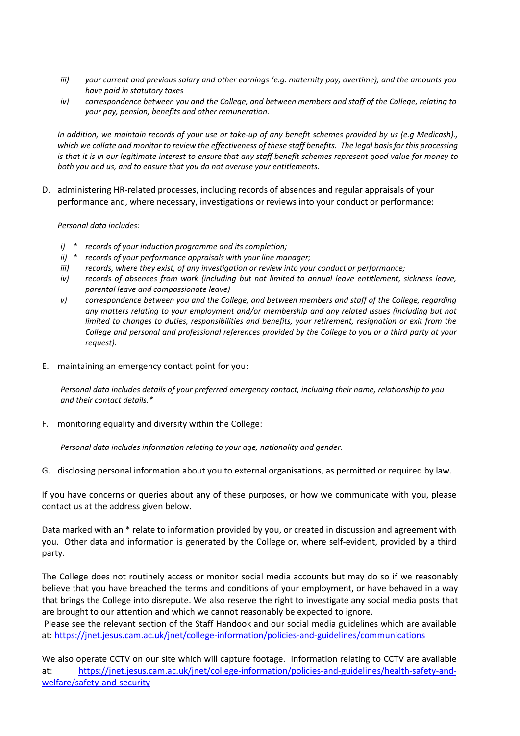- *iii) your current and previous salary and other earnings (e.g. maternity pay, overtime), and the amounts you have paid in statutory taxes*
- *iv) correspondence between you and the College, and between members and staff of the College, relating to your pay, pension, benefits and other remuneration.*

*In addition, we maintain records of your use or take-up of any benefit schemes provided by us (e.g Medicash)., which we collate and monitor to review the effectiveness of these staff benefits. The legal basis for this processing is that it is in our legitimate interest to ensure that any staff benefit schemes represent good value for money to both you and us, and to ensure that you do not overuse your entitlements.*

D. administering HR-related processes, including records of absences and regular appraisals of your performance and, where necessary, investigations or reviews into your conduct or performance:

*Personal data includes:*

- *i) * records of your induction programme and its completion;*
- *ii) * records of your performance appraisals with your line manager;*
- *iii) records, where they exist, of any investigation or review into your conduct or performance;*
- *iv) records of absences from work (including but not limited to annual leave entitlement, sickness leave, parental leave and compassionate leave)*
- *v) correspondence between you and the College, and between members and staff of the College, regarding any matters relating to your employment and/or membership and any related issues (including but not limited to changes to duties, responsibilities and benefits, your retirement, resignation or exit from the College and personal and professional references provided by the College to you or a third party at your request).*

E. maintaining an emergency contact point for you:

*Personal data includes details of your preferred emergency contact, including their name, relationship to you and their contact details.**

F. monitoring equality and diversity within the College:

*Personal data includes information relating to your age, nationality and gender.*

G. disclosing personal information about you to external organisations, as permitted or required by law.

If you have concerns or queries about any of these purposes, or how we communicate with you, please contact us at the address given below.

Data marked with an * relate to information provided by you, or created in discussion and agreement with you. Other data and information is generated by the College or, where self-evident, provided by a third party.

The College does not routinely access or monitor social media accounts but may do so if we reasonably believe that you have breached the terms and conditions of your employment, or have behaved in a way that brings the College into disrepute. We also reserve the right to investigate any social media posts that are brought to our attention and which we cannot reasonably be expected to ignore.
Please see the relevant section of the Staff Handook and our social media guidelines which are available at: https://jnet.jesus.cam.ac.uk/jnet/college-information/policies-and-guidelines/communications

We also operate CCTV on our site which will capture footage. Information relating to CCTV are available at: https://jnet.jesus.cam.ac.uk/jnet/college-information/policies-and-guidelines/health-safety-and-welfare/safety-and-security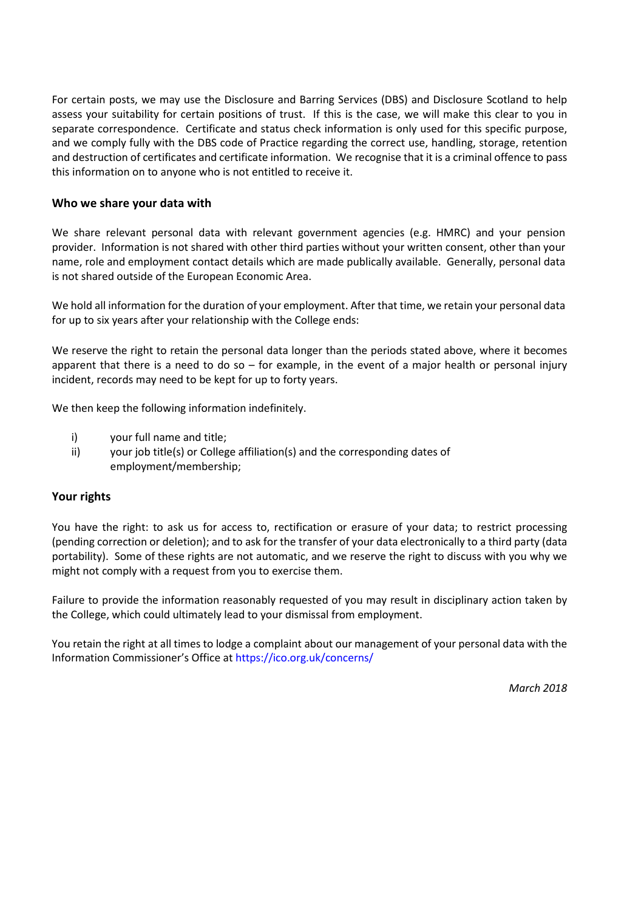For certain posts, we may use the Disclosure and Barring Services (DBS) and Disclosure Scotland to help assess your suitability for certain positions of trust. If this is the case, we will make this clear to you in separate correspondence. Certificate and status check information is only used for this specific purpose, and we comply fully with the DBS code of Practice regarding the correct use, handling, storage, retention and destruction of certificates and certificate information. We recognise that it is a criminal offence to pass this information on to anyone who is not entitled to receive it.

### Who we share your data with

We share relevant personal data with relevant government agencies (e.g. HMRC) and your pension provider. Information is not shared with other third parties without your written consent, other than your name, role and employment contact details which are made publically available. Generally, personal data is not shared outside of the European Economic Area.

We hold all information for the duration of your employment. After that time, we retain your personal data for up to six years after your relationship with the College ends:

We reserve the right to retain the personal data longer than the periods stated above, where it becomes apparent that there is a need to do so – for example, in the event of a major health or personal injury incident, records may need to be kept for up to forty years.

We then keep the following information indefinitely.

i) your full name and title;
ii) your job title(s) or College affiliation(s) and the corresponding dates of employment/membership;

### Your rights

You have the right: to ask us for access to, rectification or erasure of your data; to restrict processing (pending correction or deletion); and to ask for the transfer of your data electronically to a third party (data portability). Some of these rights are not automatic, and we reserve the right to discuss with you why we might not comply with a request from you to exercise them.

Failure to provide the information reasonably requested of you may result in disciplinary action taken by the College, which could ultimately lead to your dismissal from employment.

You retain the right at all times to lodge a complaint about our management of your personal data with the Information Commissioner's Office at https://ico.org.uk/concerns/

*March 2018*